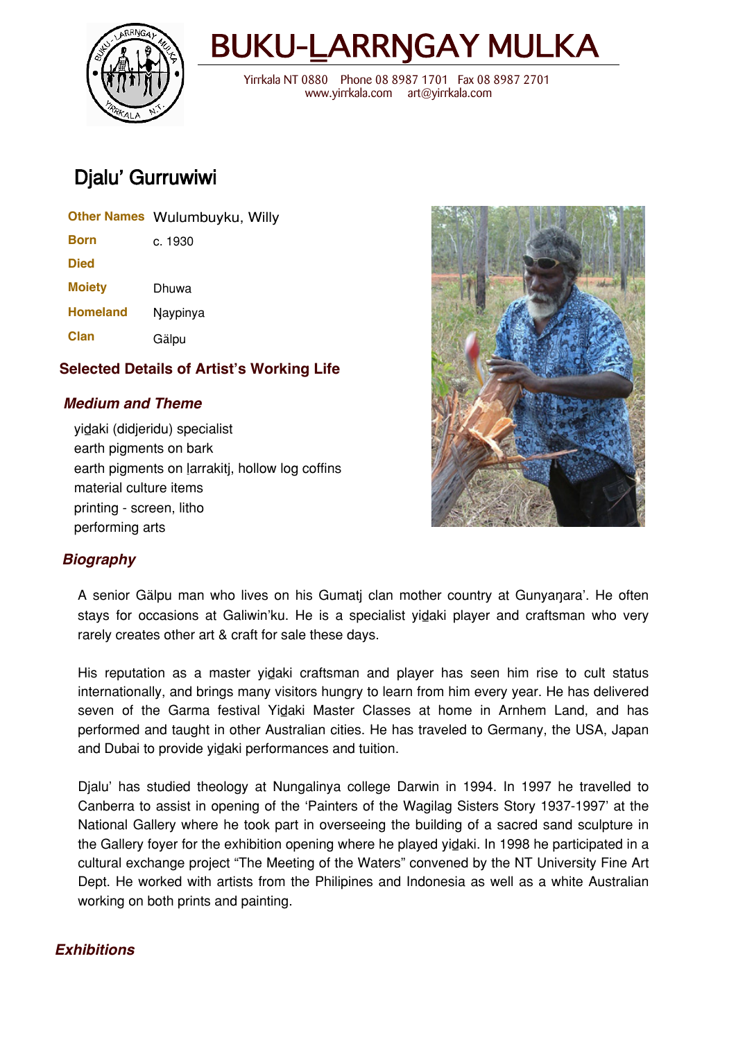# BUKU-LARRŊGAY MULKA

Yirrkala NT 0880 Phone 08 8987 1701 Fax 08 8987 2701
www.yirrkala.com art@yirrkala.com

## Djalu' Gurruwiwi

| | |
|---|---|
| **Other Names** | Wulumbuyku, Willy |
| **Born** | c. 1930 |
| **Died** | |
| **Moiety** | Dhuwa |
| **Homeland** | Ŋaypinya |
| **Clan** | Gälpu |

### Selected Details of Artist's Working Life

#### *Medium and Theme*

yidaki (didjeridu) specialist
earth pigments on bark
earth pigments on larrakitj, hollow log coffins
material culture items
printing - screen, litho
performing arts

#### *Biography*

A senior Gälpu man who lives on his Gumatj clan mother country at Gunyaŋara'. He often stays for occasions at Galiwin'ku. He is a specialist yidaki player and craftsman who very rarely creates other art & craft for sale these days.

His reputation as a master yidaki craftsman and player has seen him rise to cult status internationally, and brings many visitors hungry to learn from him every year. He has delivered seven of the Garma festival Yidaki Master Classes at home in Arnhem Land, and has performed and taught in other Australian cities. He has traveled to Germany, the USA, Japan and Dubai to provide yidaki performances and tuition.

Djalu' has studied theology at Nungalinya college Darwin in 1994. In 1997 he travelled to Canberra to assist in opening of the 'Painters of the Wagilag Sisters Story 1937-1997' at the National Gallery where he took part in overseeing the building of a sacred sand sculpture in the Gallery foyer for the exhibition opening where he played yidaki. In 1998 he participated in a cultural exchange project "The Meeting of the Waters" convened by the NT University Fine Art Dept. He worked with artists from the Philipines and Indonesia as well as a white Australian working on both prints and painting.

#### *Exhibitions*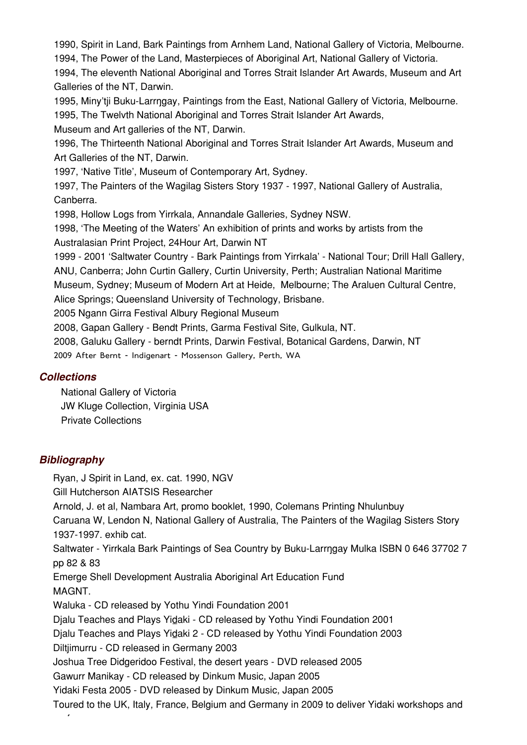1990, Spirit in Land, Bark Paintings from Arnhem Land, National Gallery of Victoria, Melbourne.
1994, The Power of the Land, Masterpieces of Aboriginal Art, National Gallery of Victoria.
1994, The eleventh National Aboriginal and Torres Strait Islander Art Awards, Museum and Art Galleries of the NT, Darwin.
1995, Miny'tji Buku-Larrŋgay, Paintings from the East, National Gallery of Victoria, Melbourne.
1995, The Twelvth National Aboriginal and Torres Strait Islander Art Awards, Museum and Art galleries of the NT, Darwin.
1996, The Thirteenth National Aboriginal and Torres Strait Islander Art Awards, Museum and Art Galleries of the NT, Darwin.
1997, 'Native Title', Museum of Contemporary Art, Sydney.
1997, The Painters of the Wagilag Sisters Story 1937 - 1997, National Gallery of Australia, Canberra.
1998, Hollow Logs from Yirrkala, Annandale Galleries, Sydney NSW.
1998, 'The Meeting of the Waters' An exhibition of prints and works by artists from the Australasian Print Project, 24Hour Art, Darwin NT
1999 - 2001 'Saltwater Country - Bark Paintings from Yirrkala' - National Tour; Drill Hall Gallery, ANU, Canberra; John Curtin Gallery, Curtin University, Perth; Australian National Maritime Museum, Sydney; Museum of Modern Art at Heide, Melbourne; The Araluen Cultural Centre, Alice Springs; Queensland University of Technology, Brisbane.
2005 Ngann Girra Festival Albury Regional Museum
2008, Gapan Gallery - Bendt Prints, Garma Festival Site, Gulkula, NT.
2008, Galuku Gallery - berndt Prints, Darwin Festival, Botanical Gardens, Darwin, NT
2009 After Bernt - Indigenart - Mossenson Gallery, Perth, WA

## *Collections*

National Gallery of Victoria
JW Kluge Collection, Virginia USA
Private Collections

## *Bibliography*

Ryan, J Spirit in Land, ex. cat. 1990, NGV
Gill Hutcherson AIATSIS Researcher
Arnold, J. et al, Nambara Art, promo booklet, 1990, Colemans Printing Nhulunbuy
Caruana W, Lendon N, National Gallery of Australia, The Painters of the Wagilag Sisters Story 1937-1997. exhib cat.
Saltwater - Yirrkala Bark Paintings of Sea Country by Buku-Larrŋgay Mulka ISBN 0 646 37702 7 pp 82 & 83
Emerge Shell Development Australia Aboriginal Art Education Fund
MAGNT.
Waluka - CD released by Yothu Yindi Foundation 2001
Djalu Teaches and Plays Yiḏaki - CD released by Yothu Yindi Foundation 2001
Djalu Teaches and Plays Yiḏaki 2 - CD released by Yothu Yindi Foundation 2003
Diltjimurru - CD released in Germany 2003
Joshua Tree Didgeridoo Festival, the desert years - DVD released 2005
Gawurr Manikay - CD released by Dinkum Music, Japan 2005
Yidaki Festa 2005 - DVD released by Dinkum Music, Japan 2005
Toured to the UK, Italy, France, Belgium and Germany in 2009 to deliver Yidaki workshops and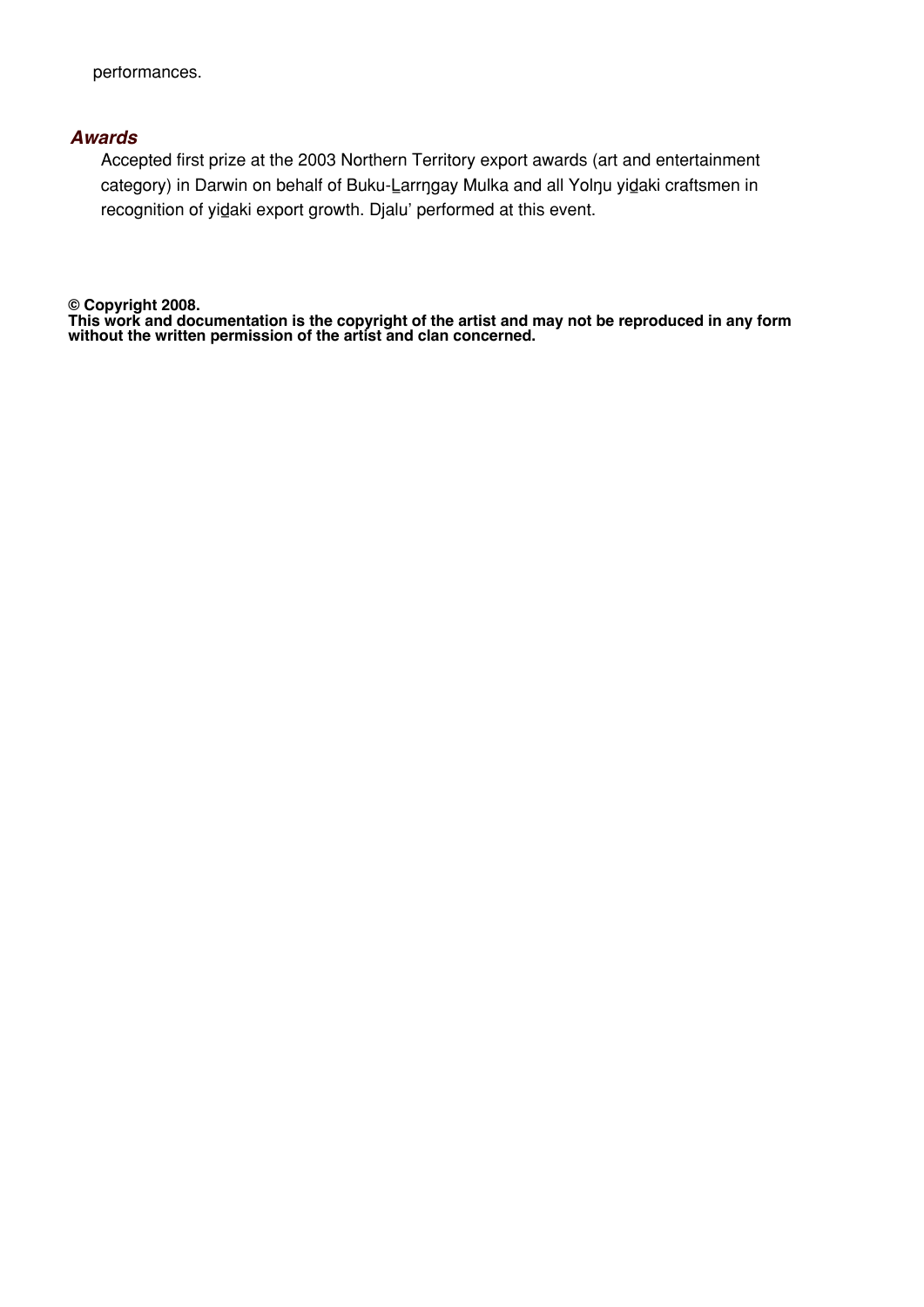performances.

### *Awards*

Accepted first prize at the 2003 Northern Territory export awards (art and entertainment category) in Darwin on behalf of Buku-L̲arrŋgay Mulka and all Yolŋu yid̲aki craftsmen in recognition of yid̲aki export growth. Djalu' performed at this event.

**© Copyright 2008.**
**This work and documentation is the copyright of the artist and may not be reproduced in any form without the written permission of the artist and clan concerned.**